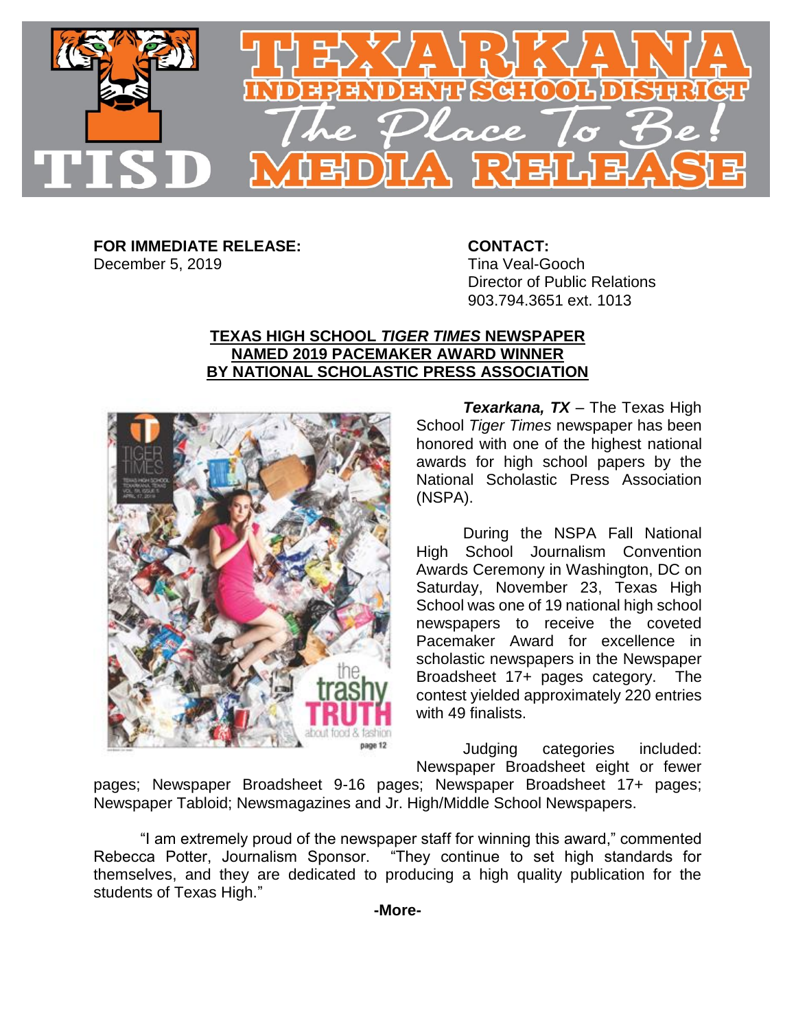# TEXARKANA INDEPENDENT SCHOOL DISTRICT

*The Place To Be!*

TISD MEDIA RELEASE

**FOR IMMEDIATE RELEASE:**
December 5, 2019

**CONTACT:**
Tina Veal-Gooch
Director of Public Relations
903.794.3651 ext. 1013

## TEXAS HIGH SCHOOL *TIGER TIMES* NEWSPAPER NAMED 2019 PACEMAKER AWARD WINNER BY NATIONAL SCHOLASTIC PRESS ASSOCIATION

***Texarkana, TX*** – The Texas High School *Tiger Times* newspaper has been honored with one of the highest national awards for high school papers by the National Scholastic Press Association (NSPA).

During the NSPA Fall National High School Journalism Convention Awards Ceremony in Washington, DC on Saturday, November 23, Texas High School was one of 19 national high school newspapers to receive the coveted Pacemaker Award for excellence in scholastic newspapers in the Newspaper Broadsheet 17+ pages category. The contest yielded approximately 220 entries with 49 finalists.

Judging categories included: Newspaper Broadsheet eight or fewer pages; Newspaper Broadsheet 9-16 pages; Newspaper Broadsheet 17+ pages; Newspaper Tabloid; Newsmagazines and Jr. High/Middle School Newspapers.

"I am extremely proud of the newspaper staff for winning this award," commented Rebecca Potter, Journalism Sponsor. "They continue to set high standards for themselves, and they are dedicated to producing a high quality publication for the students of Texas High."

**-More-**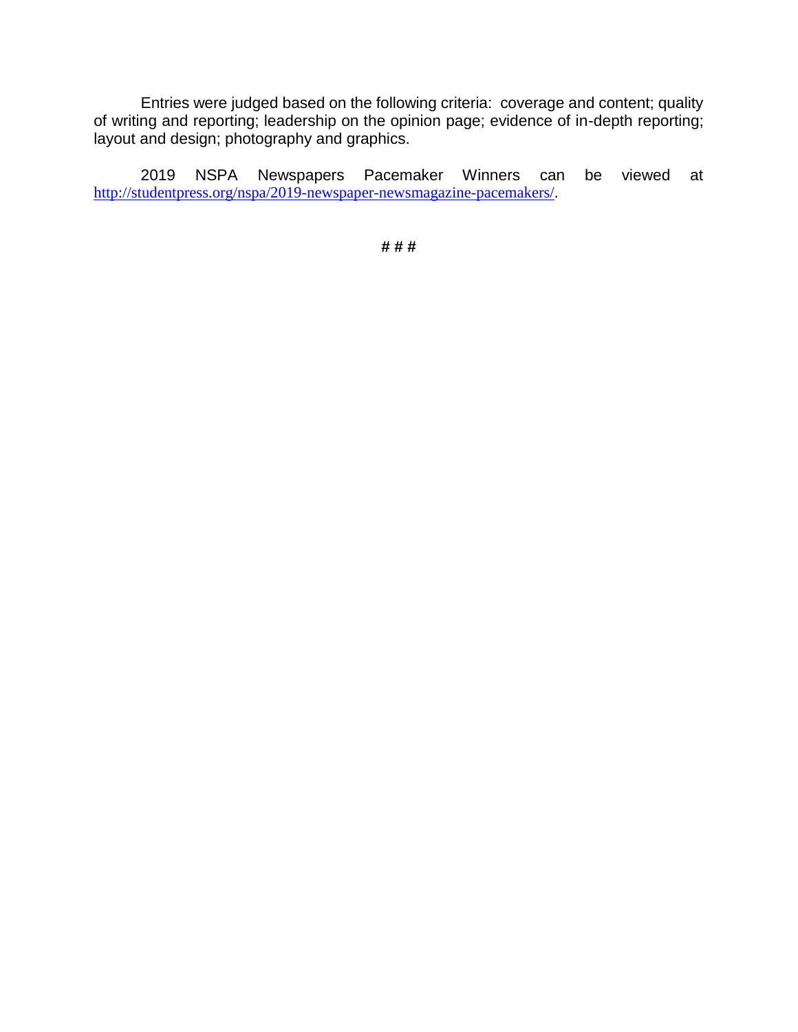Entries were judged based on the following criteria: coverage and content; quality of writing and reporting; leadership on the opinion page; evidence of in-depth reporting; layout and design; photography and graphics.

2019 NSPA Newspapers Pacemaker Winners can be viewed at http://studentpress.org/nspa/2019-newspaper-newsmagazine-pacemakers/.

# # #